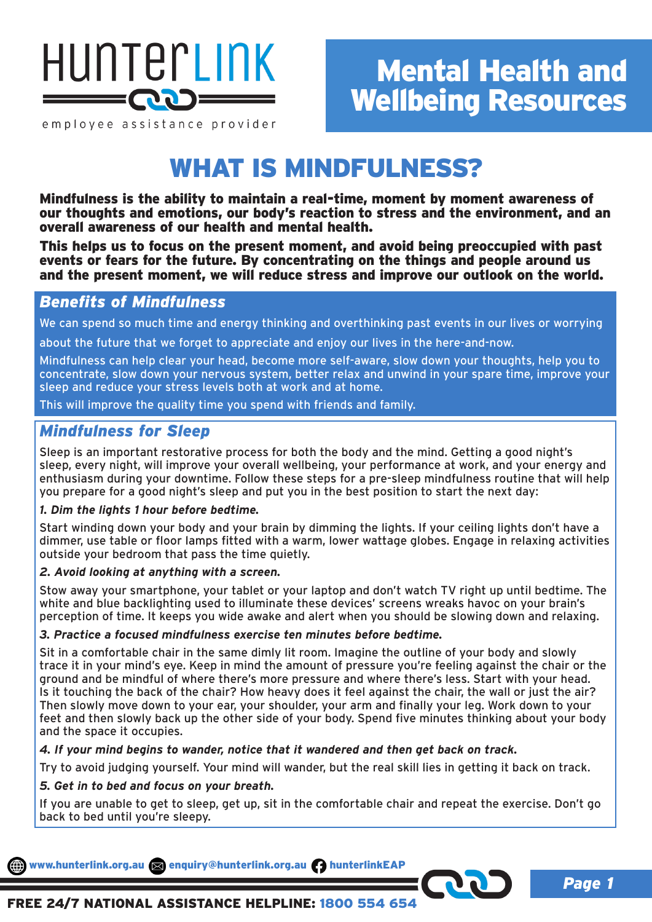HunterLink

employee assistance provider

# Mental Health and Wellbeing Resources

## WHAT IS MINDFULNESS?

**Mindfulness is the ability to maintain a real-time, moment by moment awareness of our thoughts and emotions, our body's reaction to stress and the environment, and an overall awareness of our health and mental health.**

**This helps us to focus on the present moment, and avoid being preoccupied with past events or fears for the future. By concentrating on the things and people around us and the present moment, we will reduce stress and improve our outlook on the world.**

### *Benefits of Mindfulness*

We can spend so much time and energy thinking and overthinking past events in our lives or worrying about the future that we forget to appreciate and enjoy our lives in the here-and-now.

Mindfulness can help clear your head, become more self-aware, slow down your thoughts, help you to concentrate, slow down your nervous system, better relax and unwind in your spare time, improve your sleep and reduce your stress levels both at work and at home.

This will improve the quality time you spend with friends and family.

### *Mindfulness for Sleep*

Sleep is an important restorative process for both the body and the mind. Getting a good night's sleep, every night, will improve your overall wellbeing, your performance at work, and your energy and enthusiasm during your downtime. Follow these steps for a pre-sleep mindfulness routine that will help you prepare for a good night's sleep and put you in the best position to start the next day:

***1. Dim the lights 1 hour before bedtime.***

Start winding down your body and your brain by dimming the lights. If your ceiling lights don't have a dimmer, use table or floor lamps fitted with a warm, lower wattage globes. Engage in relaxing activities outside your bedroom that pass the time quietly.

***2. Avoid looking at anything with a screen.***

Stow away your smartphone, your tablet or your laptop and don't watch TV right up until bedtime. The white and blue backlighting used to illuminate these devices' screens wreaks havoc on your brain's perception of time. It keeps you wide awake and alert when you should be slowing down and relaxing.

***3. Practice a focused mindfulness exercise ten minutes before bedtime.***

Sit in a comfortable chair in the same dimly lit room. Imagine the outline of your body and slowly trace it in your mind's eye. Keep in mind the amount of pressure you're feeling against the chair or the ground and be mindful of where there's more pressure and where there's less. Start with your head. Is it touching the back of the chair? How heavy does it feel against the chair, the wall or just the air? Then slowly move down to your ear, your shoulder, your arm and finally your leg. Work down to your feet and then slowly back up the other side of your body. Spend five minutes thinking about your body and the space it occupies.

***4. If your mind begins to wander, notice that it wandered and then get back on track.***

Try to avoid judging yourself. Your mind will wander, but the real skill lies in getting it back on track.

***5. Get in to bed and focus on your breath.***

If you are unable to get to sleep, get up, sit in the comfortable chair and repeat the exercise. Don't go back to bed until you're sleepy.

www.hunterlink.org.au enquiry@hunterlink.org.au hunterlinkEAP

**FREE 24/7 NATIONAL ASSISTANCE HELPLINE: 1800 554 654**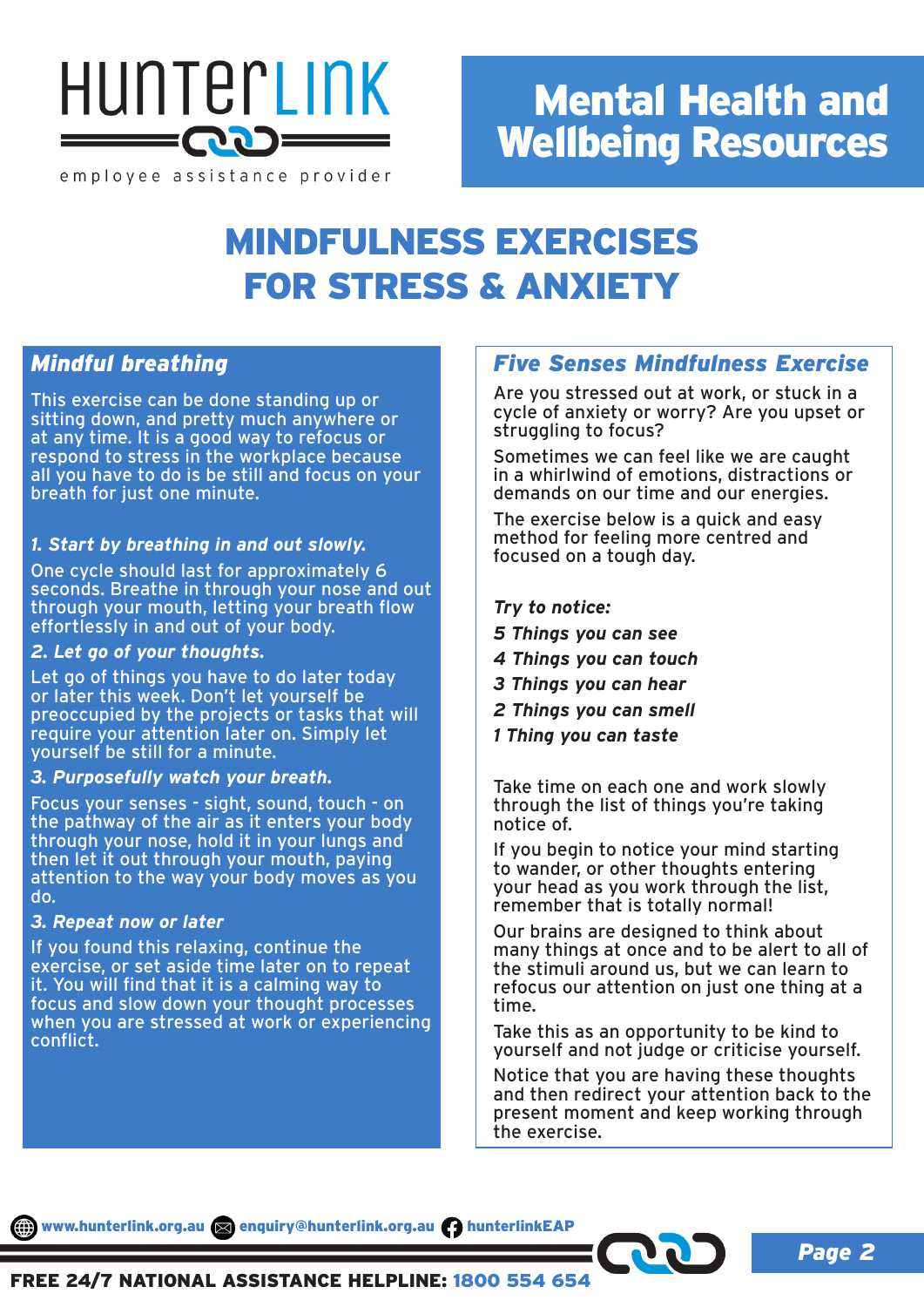# MINDFULNESS EXERCISES FOR STRESS & ANXIETY

## *Mindful breathing*

This exercise can be done standing up or sitting down, and pretty much anywhere or at any time. It is a good way to refocus or respond to stress in the workplace because all you have to do is be still and focus on your breath for just one minute.

***1. Start by breathing in and out slowly.***

One cycle should last for approximately 6 seconds. Breathe in through your nose and out through your mouth, letting your breath flow effortlessly in and out of your body.

***2. Let go of your thoughts.***

Let go of things you have to do later today or later this week. Don't let yourself be preoccupied by the projects or tasks that will require your attention later on. Simply let yourself be still for a minute.

***3. Purposefully watch your breath.***

Focus your senses - sight, sound, touch - on the pathway of the air as it enters your body through your nose, hold it in your lungs and then let it out through your mouth, paying attention to the way your body moves as you do.

***3. Repeat now or later***

If you found this relaxing, continue the exercise, or set aside time later on to repeat it. You will find that it is a calming way to focus and slow down your thought processes when you are stressed at work or experiencing conflict.

## *Five Senses Mindfulness Exercise*

Are you stressed out at work, or stuck in a cycle of anxiety or worry? Are you upset or struggling to focus?

Sometimes we can feel like we are caught in a whirlwind of emotions, distractions or demands on our time and our energies.

The exercise below is a quick and easy method for feeling more centred and focused on a tough day.

***Try to notice:***

***5 Things you can see***

***4 Things you can touch***

***3 Things you can hear***

***2 Things you can smell***

***1 Thing you can taste***

Take time on each one and work slowly through the list of things you're taking notice of.

If you begin to notice your mind starting to wander, or other thoughts entering your head as you work through the list, remember that is totally normal!

Our brains are designed to think about many things at once and to be alert to all of the stimuli around us, but we can learn to refocus our attention on just one thing at a time.

Take this as an opportunity to be kind to yourself and not judge or criticise yourself.

Notice that you are having these thoughts and then redirect your attention back to the present moment and keep working through the exercise.